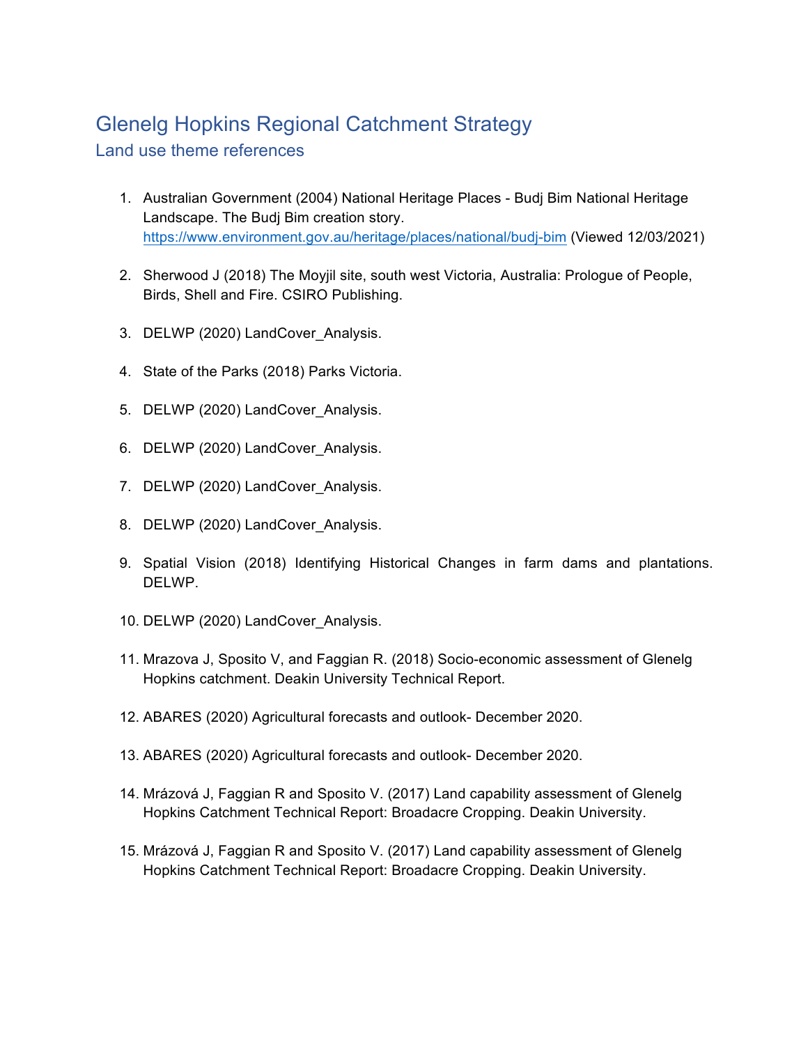# Glenelg Hopkins Regional Catchment Strategy

## Land use theme references

1. Australian Government (2004) National Heritage Places - Budj Bim National Heritage Landscape. The Budj Bim creation story. https://www.environment.gov.au/heritage/places/national/budj-bim (Viewed 12/03/2021)

2. Sherwood J (2018) The Moyjil site, south west Victoria, Australia: Prologue of People, Birds, Shell and Fire. CSIRO Publishing.

3. DELWP (2020) LandCover_Analysis.

4. State of the Parks (2018) Parks Victoria.

5. DELWP (2020) LandCover_Analysis.

6. DELWP (2020) LandCover_Analysis.

7. DELWP (2020) LandCover_Analysis.

8. DELWP (2020) LandCover_Analysis.

9. Spatial Vision (2018) Identifying Historical Changes in farm dams and plantations. DELWP.

10. DELWP (2020) LandCover_Analysis.

11. Mrazova J, Sposito V, and Faggian R. (2018) Socio-economic assessment of Glenelg Hopkins catchment. Deakin University Technical Report.

12. ABARES (2020) Agricultural forecasts and outlook- December 2020.

13. ABARES (2020) Agricultural forecasts and outlook- December 2020.

14. Mrázová J, Faggian R and Sposito V. (2017) Land capability assessment of Glenelg Hopkins Catchment Technical Report: Broadacre Cropping. Deakin University.

15. Mrázová J, Faggian R and Sposito V. (2017) Land capability assessment of Glenelg Hopkins Catchment Technical Report: Broadacre Cropping. Deakin University.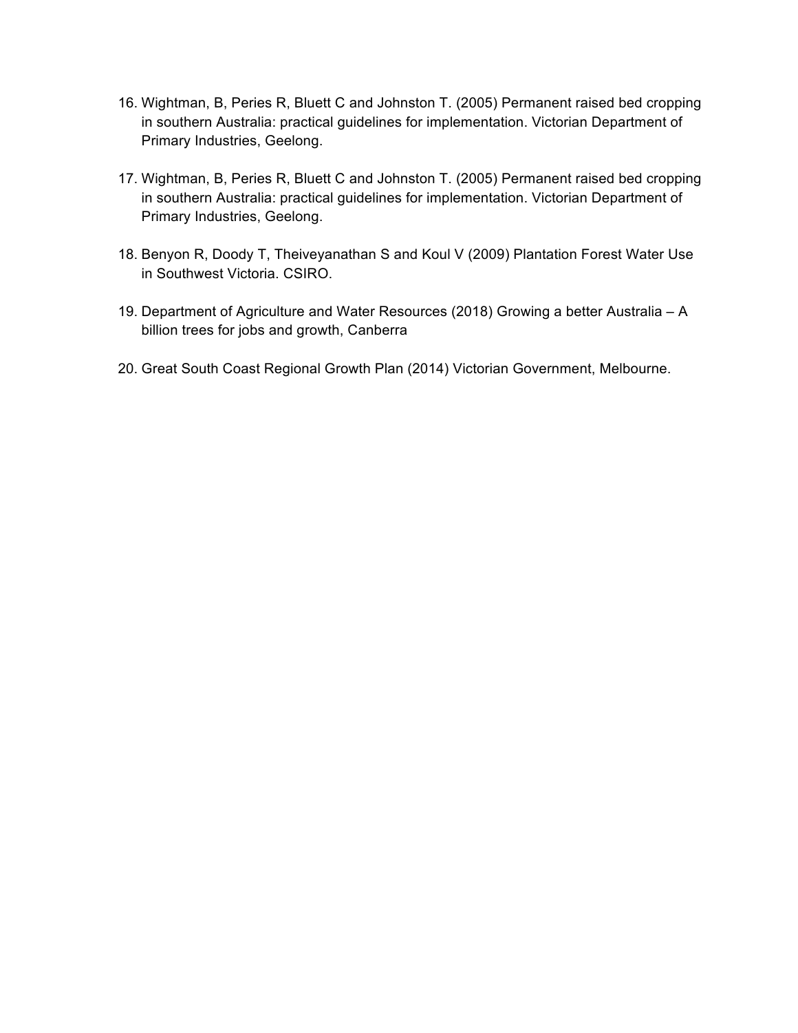16. Wightman, B, Peries R, Bluett C and Johnston T. (2005) Permanent raised bed cropping in southern Australia: practical guidelines for implementation. Victorian Department of Primary Industries, Geelong.

17. Wightman, B, Peries R, Bluett C and Johnston T. (2005) Permanent raised bed cropping in southern Australia: practical guidelines for implementation. Victorian Department of Primary Industries, Geelong.

18. Benyon R, Doody T, Theiveyanathan S and Koul V (2009) Plantation Forest Water Use in Southwest Victoria. CSIRO.

19. Department of Agriculture and Water Resources (2018) Growing a better Australia – A billion trees for jobs and growth, Canberra

20. Great South Coast Regional Growth Plan (2014) Victorian Government, Melbourne.